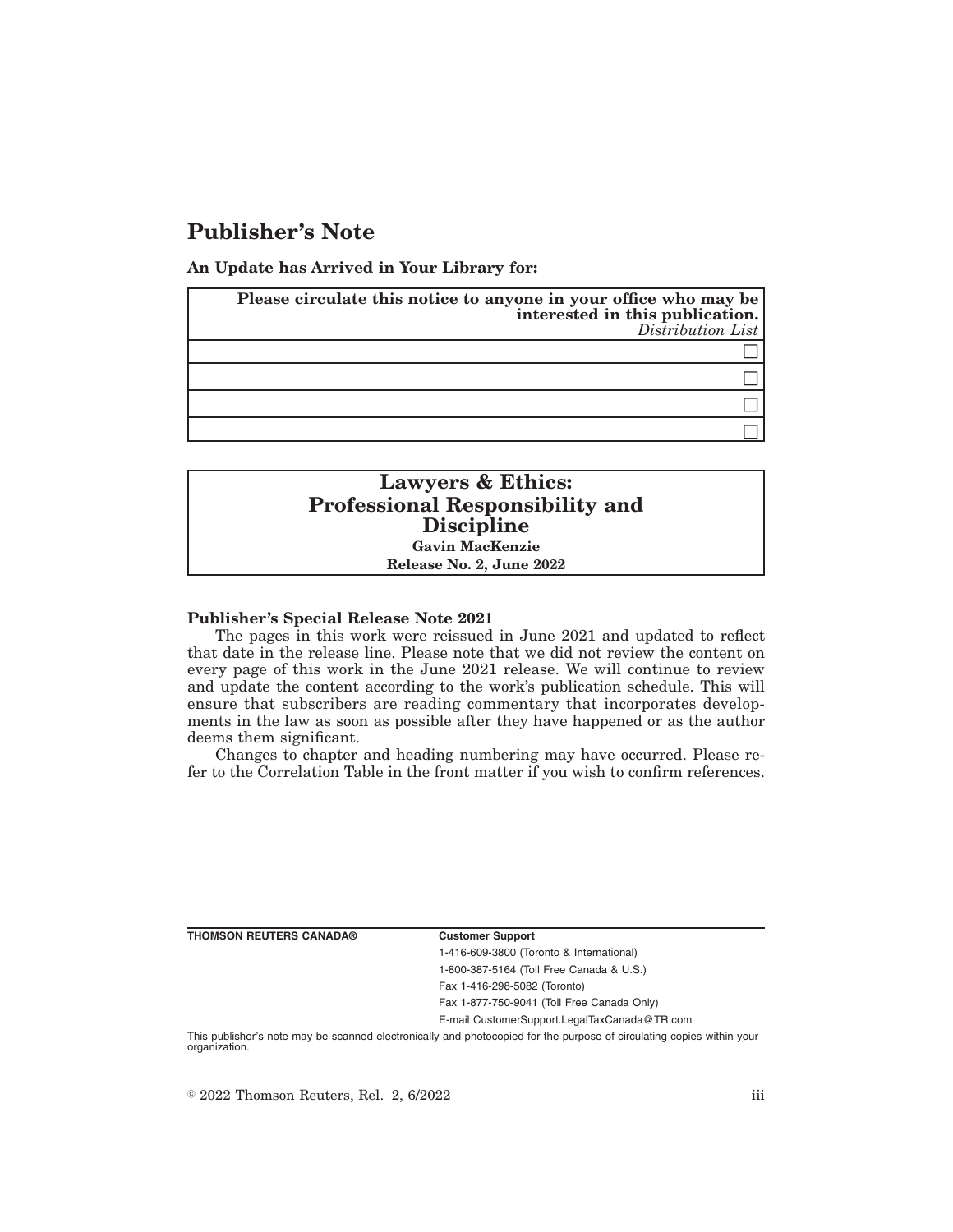# Publisher's Note

**An Update has Arrived in Your Library for:**

| **Please circulate this notice to anyone in your office who may be interested in this publication.** *Distribution List* |
|---|
| ☐ |
| ☐ |
| ☐ |
| ☐ |

**Lawyers & Ethics: Professional Responsibility and Discipline**
**Gavin MacKenzie**
**Release No. 2, June 2022**

**Publisher's Special Release Note 2021**

The pages in this work were reissued in June 2021 and updated to reflect that date in the release line. Please note that we did not review the content on every page of this work in the June 2021 release. We will continue to review and update the content according to the work's publication schedule. This will ensure that subscribers are reading commentary that incorporates developments in the law as soon as possible after they have happened or as the author deems them significant.

Changes to chapter and heading numbering may have occurred. Please refer to the Correlation Table in the front matter if you wish to confirm references.

**THOMSON REUTERS CANADA®**

**Customer Support**
1-416-609-3800 (Toronto & International)
1-800-387-5164 (Toll Free Canada & U.S.)
Fax 1-416-298-5082 (Toronto)
Fax 1-877-750-9041 (Toll Free Canada Only)
E-mail CustomerSupport.LegalTaxCanada@TR.com

This publisher's note may be scanned electronically and photocopied for the purpose of circulating copies within your organization.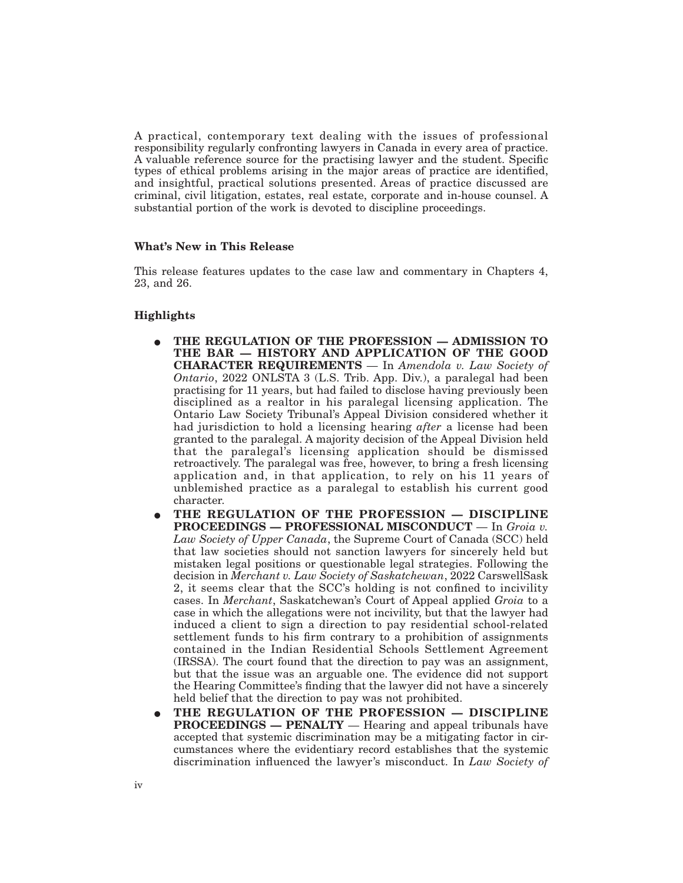A practical, contemporary text dealing with the issues of professional responsibility regularly confronting lawyers in Canada in every area of practice. A valuable reference source for the practising lawyer and the student. Specific types of ethical problems arising in the major areas of practice are identified, and insightful, practical solutions presented. Areas of practice discussed are criminal, civil litigation, estates, real estate, corporate and in-house counsel. A substantial portion of the work is devoted to discipline proceedings.

### What's New in This Release

This release features updates to the case law and commentary in Chapters 4, 23, and 26.

### Highlights

- **THE REGULATION OF THE PROFESSION — ADMISSION TO THE BAR — HISTORY AND APPLICATION OF THE GOOD CHARACTER REQUIREMENTS** — In *Amendola v. Law Society of Ontario*, 2022 ONLSTA 3 (L.S. Trib. App. Div.), a paralegal had been practising for 11 years, but had failed to disclose having previously been disciplined as a realtor in his paralegal licensing application. The Ontario Law Society Tribunal's Appeal Division considered whether it had jurisdiction to hold a licensing hearing *after* a license had been granted to the paralegal. A majority decision of the Appeal Division held that the paralegal's licensing application should be dismissed retroactively. The paralegal was free, however, to bring a fresh licensing application and, in that application, to rely on his 11 years of unblemished practice as a paralegal to establish his current good character.
- **THE REGULATION OF THE PROFESSION — DISCIPLINE PROCEEDINGS — PROFESSIONAL MISCONDUCT** — In *Groia v. Law Society of Upper Canada*, the Supreme Court of Canada (SCC) held that law societies should not sanction lawyers for sincerely held but mistaken legal positions or questionable legal strategies. Following the decision in *Merchant v. Law Society of Saskatchewan*, 2022 CarswellSask 2, it seems clear that the SCC's holding is not confined to incivility cases. In *Merchant*, Saskatchewan's Court of Appeal applied *Groia* to a case in which the allegations were not incivility, but that the lawyer had induced a client to sign a direction to pay residential school-related settlement funds to his firm contrary to a prohibition of assignments contained in the Indian Residential Schools Settlement Agreement (IRSSA). The court found that the direction to pay was an assignment, but that the issue was an arguable one. The evidence did not support the Hearing Committee's finding that the lawyer did not have a sincerely held belief that the direction to pay was not prohibited.
- **THE REGULATION OF THE PROFESSION — DISCIPLINE PROCEEDINGS — PENALTY** — Hearing and appeal tribunals have accepted that systemic discrimination may be a mitigating factor in circumstances where the evidentiary record establishes that the systemic discrimination influenced the lawyer's misconduct. In *Law Society of*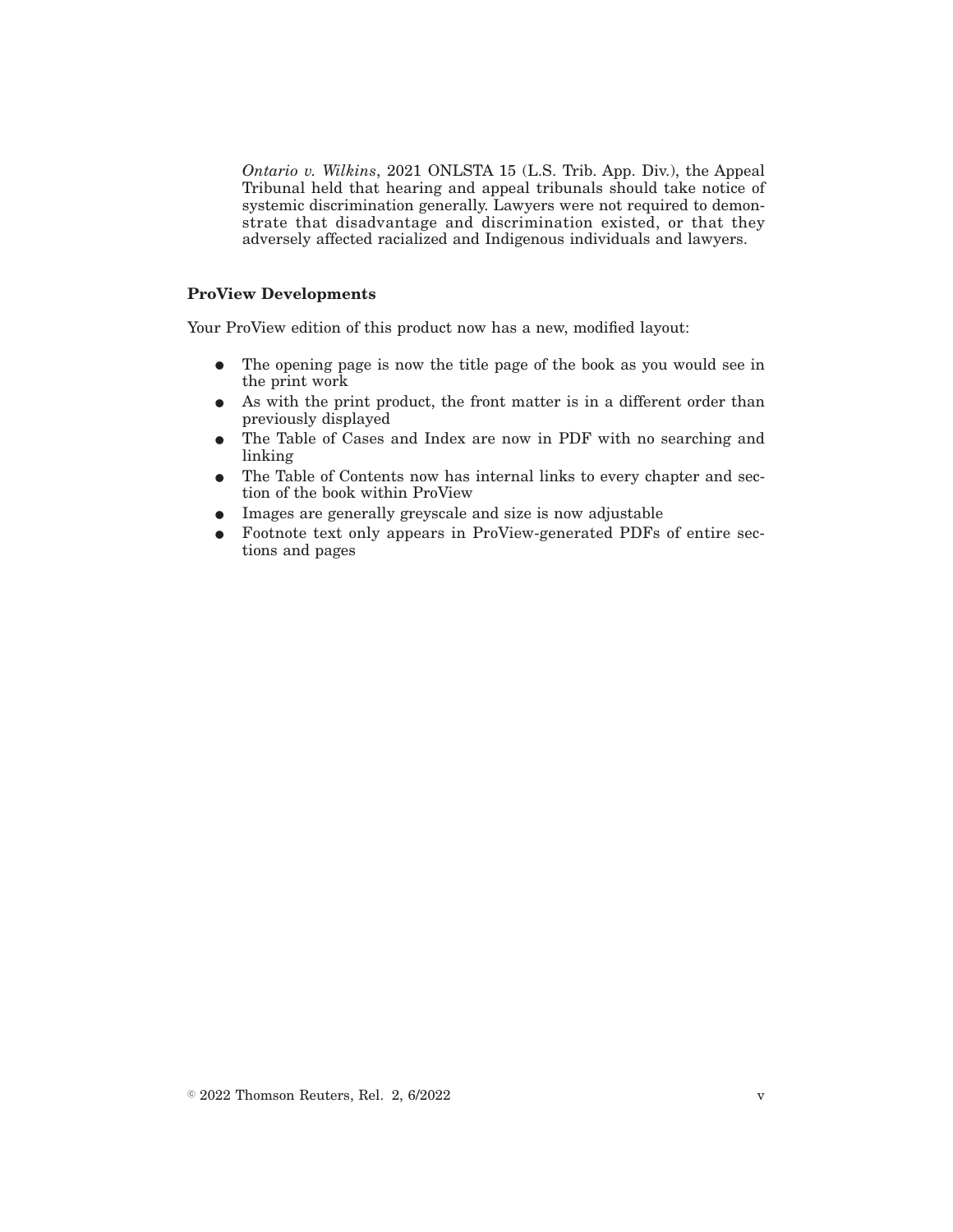*Ontario v. Wilkins*, 2021 ONLSTA 15 (L.S. Trib. App. Div.), the Appeal Tribunal held that hearing and appeal tribunals should take notice of systemic discrimination generally. Lawyers were not required to demonstrate that disadvantage and discrimination existed, or that they adversely affected racialized and Indigenous individuals and lawyers.

**ProView Developments**

Your ProView edition of this product now has a new, modified layout:

- The opening page is now the title page of the book as you would see in the print work
- As with the print product, the front matter is in a different order than previously displayed
- The Table of Cases and Index are now in PDF with no searching and linking
- The Table of Contents now has internal links to every chapter and section of the book within ProView
- Images are generally greyscale and size is now adjustable
- Footnote text only appears in ProView-generated PDFs of entire sections and pages